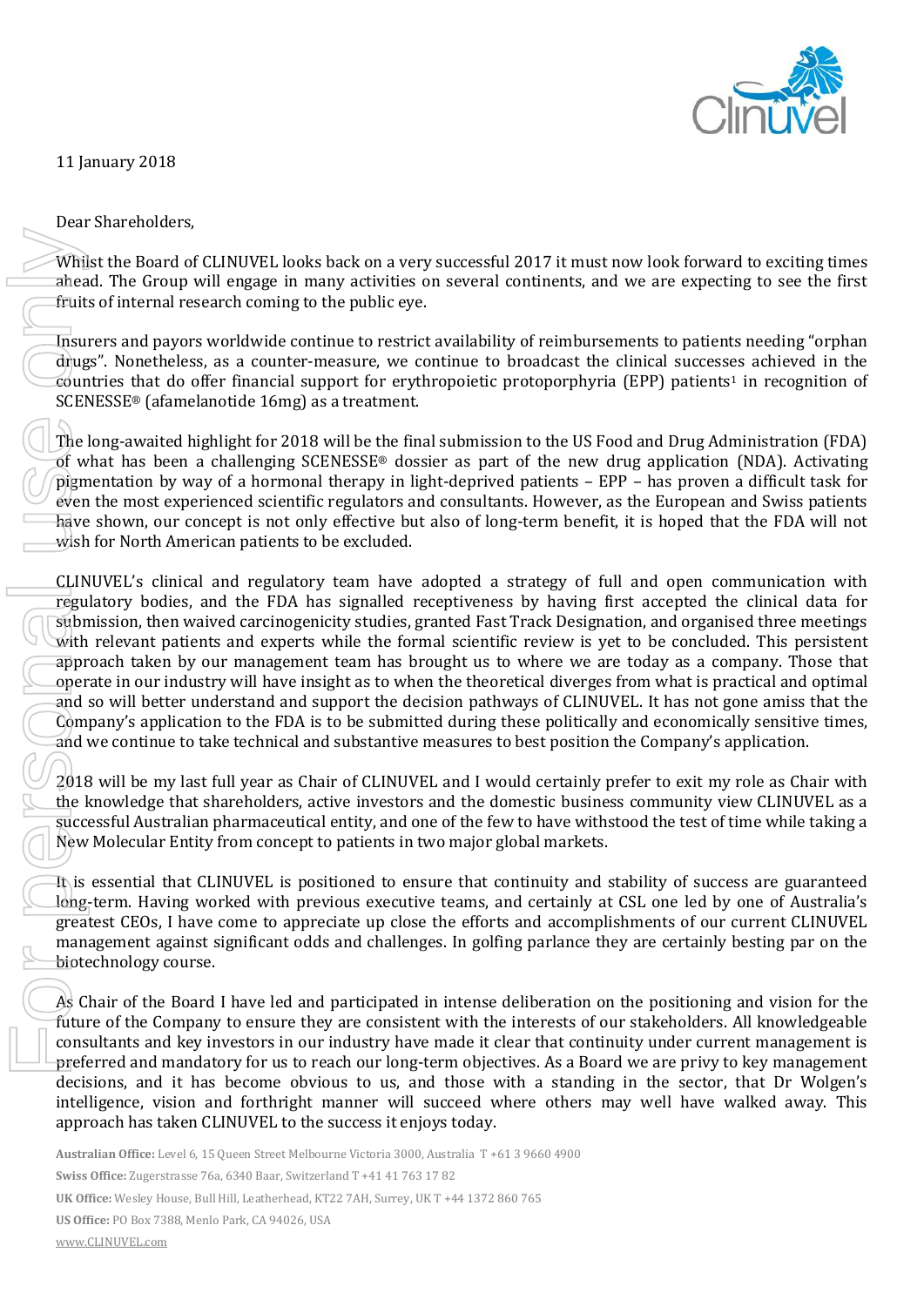11 January 2018

Dear Shareholders,

Whilst the Board of CLINUVEL looks back on a very successful 2017 it must now look forward to exciting times ahead. The Group will engage in many activities on several continents, and we are expecting to see the first fruits of internal research coming to the public eye.

Insurers and payors worldwide continue to restrict availability of reimbursements to patients needing "orphan drugs". Nonetheless, as a counter-measure, we continue to broadcast the clinical successes achieved in the countries that do offer financial support for erythropoietic protoporphyria (EPP) patients[1] in recognition of SCENESSE® (afamelanotide 16mg) as a treatment.

The long-awaited highlight for 2018 will be the final submission to the US Food and Drug Administration (FDA) of what has been a challenging SCENESSE® dossier as part of the new drug application (NDA). Activating pigmentation by way of a hormonal therapy in light-deprived patients – EPP – has proven a difficult task for even the most experienced scientific regulators and consultants. However, as the European and Swiss patients have shown, our concept is not only effective but also of long-term benefit, it is hoped that the FDA will not wish for North American patients to be excluded.

CLINUVEL's clinical and regulatory team have adopted a strategy of full and open communication with regulatory bodies, and the FDA has signalled receptiveness by having first accepted the clinical data for submission, then waived carcinogenicity studies, granted Fast Track Designation, and organised three meetings with relevant patients and experts while the formal scientific review is yet to be concluded. This persistent approach taken by our management team has brought us to where we are today as a company. Those that operate in our industry will have insight as to when the theoretical diverges from what is practical and optimal and so will better understand and support the decision pathways of CLINUVEL. It has not gone amiss that the Company's application to the FDA is to be submitted during these politically and economically sensitive times, and we continue to take technical and substantive measures to best position the Company's application.

2018 will be my last full year as Chair of CLINUVEL and I would certainly prefer to exit my role as Chair with the knowledge that shareholders, active investors and the domestic business community view CLINUVEL as a successful Australian pharmaceutical entity, and one of the few to have withstood the test of time while taking a New Molecular Entity from concept to patients in two major global markets.

It is essential that CLINUVEL is positioned to ensure that continuity and stability of success are guaranteed long-term. Having worked with previous executive teams, and certainly at CSL one led by one of Australia's greatest CEOs, I have come to appreciate up close the efforts and accomplishments of our current CLINUVEL management against significant odds and challenges. In golfing parlance they are certainly besting par on the biotechnology course.

As Chair of the Board I have led and participated in intense deliberation on the positioning and vision for the future of the Company to ensure they are consistent with the interests of our stakeholders. All knowledgeable consultants and key investors in our industry have made it clear that continuity under current management is preferred and mandatory for us to reach our long-term objectives. As a Board we are privy to key management decisions, and it has become obvious to us, and those with a standing in the sector, that Dr Wolgen's intelligence, vision and forthright manner will succeed where others may well have walked away. This approach has taken CLINUVEL to the success it enjoys today.

**Australian Office:** Level 6, 15 Queen Street Melbourne Victoria 3000, Australia T +61 3 9660 4900
**Swiss Office:** Zugerstrasse 76a, 6340 Baar, Switzerland T +41 41 763 17 82
**UK Office:** Wesley House, Bull Hill, Leatherhead, KT22 7AH, Surrey, UK T +44 1372 860 765
**US Office:** PO Box 7388, Menlo Park, CA 94026, USA
www.CLINUVEL.com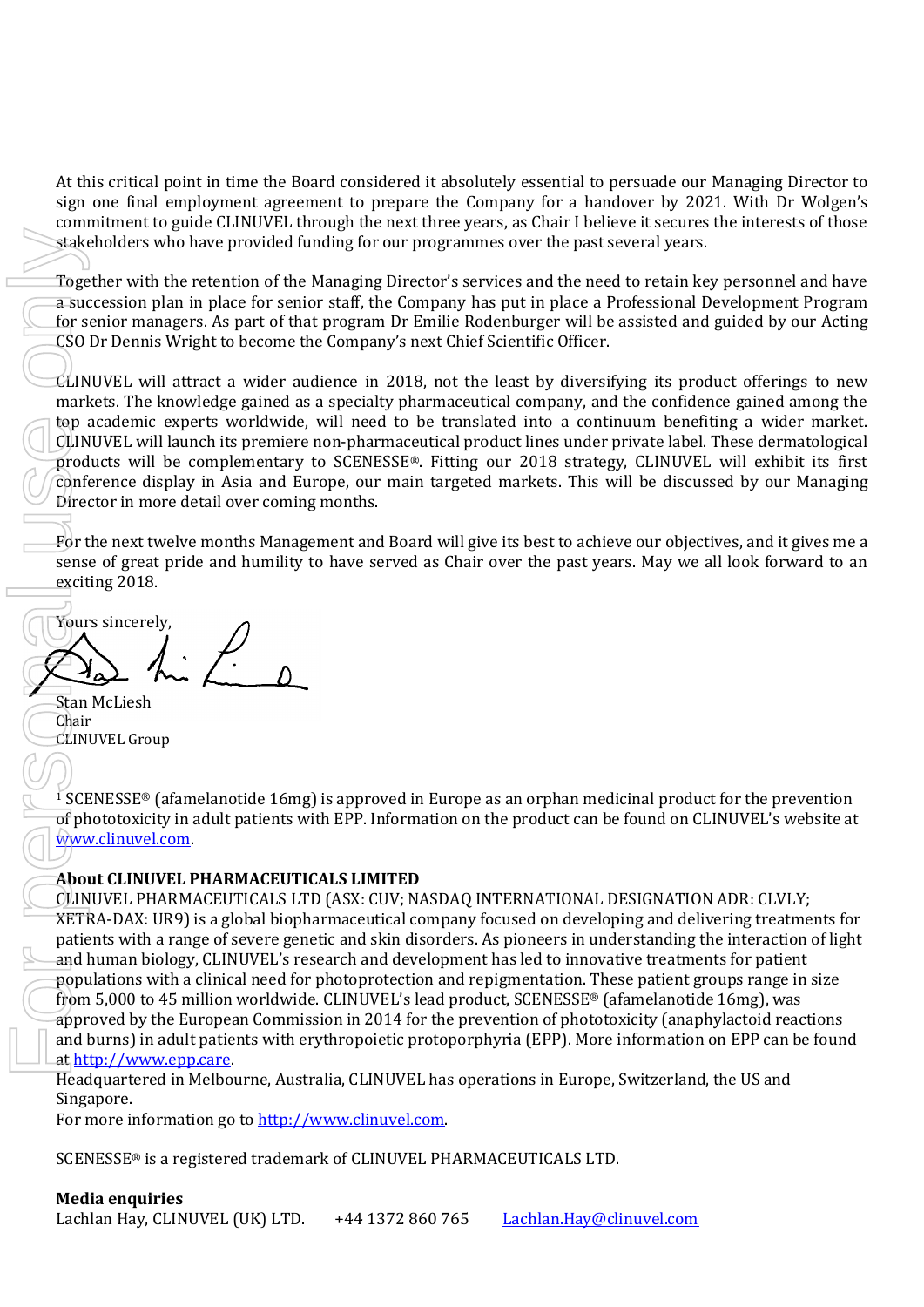At this critical point in time the Board considered it absolutely essential to persuade our Managing Director to sign one final employment agreement to prepare the Company for a handover by 2021. With Dr Wolgen's commitment to guide CLINUVEL through the next three years, as Chair I believe it secures the interests of those stakeholders who have provided funding for our programmes over the past several years.

Together with the retention of the Managing Director's services and the need to retain key personnel and have a succession plan in place for senior staff, the Company has put in place a Professional Development Program for senior managers. As part of that program Dr Emilie Rodenburger will be assisted and guided by our Acting CSO Dr Dennis Wright to become the Company's next Chief Scientific Officer.

CLINUVEL will attract a wider audience in 2018, not the least by diversifying its product offerings to new markets. The knowledge gained as a specialty pharmaceutical company, and the confidence gained among the top academic experts worldwide, will need to be translated into a continuum benefiting a wider market. CLINUVEL will launch its premiere non-pharmaceutical product lines under private label. These dermatological products will be complementary to SCENESSE®. Fitting our 2018 strategy, CLINUVEL will exhibit its first conference display in Asia and Europe, our main targeted markets. This will be discussed by our Managing Director in more detail over coming months.

For the next twelve months Management and Board will give its best to achieve our objectives, and it gives me a sense of great pride and humility to have served as Chair over the past years. May we all look forward to an exciting 2018.

Yours sincerely,

Stan McLiesh
Chair
CLINUVEL Group

[1] SCENESSE® (afamelanotide 16mg) is approved in Europe as an orphan medicinal product for the prevention of phototoxicity in adult patients with EPP. Information on the product can be found on CLINUVEL's website at www.clinuvel.com.

**About CLINUVEL PHARMACEUTICALS LIMITED**

CLINUVEL PHARMACEUTICALS LTD (ASX: CUV; NASDAQ INTERNATIONAL DESIGNATION ADR: CLVLY; XETRA-DAX: UR9) is a global biopharmaceutical company focused on developing and delivering treatments for patients with a range of severe genetic and skin disorders. As pioneers in understanding the interaction of light and human biology, CLINUVEL's research and development has led to innovative treatments for patient populations with a clinical need for photoprotection and repigmentation. These patient groups range in size from 5,000 to 45 million worldwide. CLINUVEL's lead product, SCENESSE® (afamelanotide 16mg), was approved by the European Commission in 2014 for the prevention of phototoxicity (anaphylactoid reactions and burns) in adult patients with erythropoietic protoporphyria (EPP). More information on EPP can be found at http://www.epp.care.

Headquartered in Melbourne, Australia, CLINUVEL has operations in Europe, Switzerland, the US and Singapore.

For more information go to http://www.clinuvel.com.

SCENESSE® is a registered trademark of CLINUVEL PHARMACEUTICALS LTD.

**Media enquiries**

Lachlan Hay, CLINUVEL (UK) LTD. +44 1372 860 765 Lachlan.Hay@clinuvel.com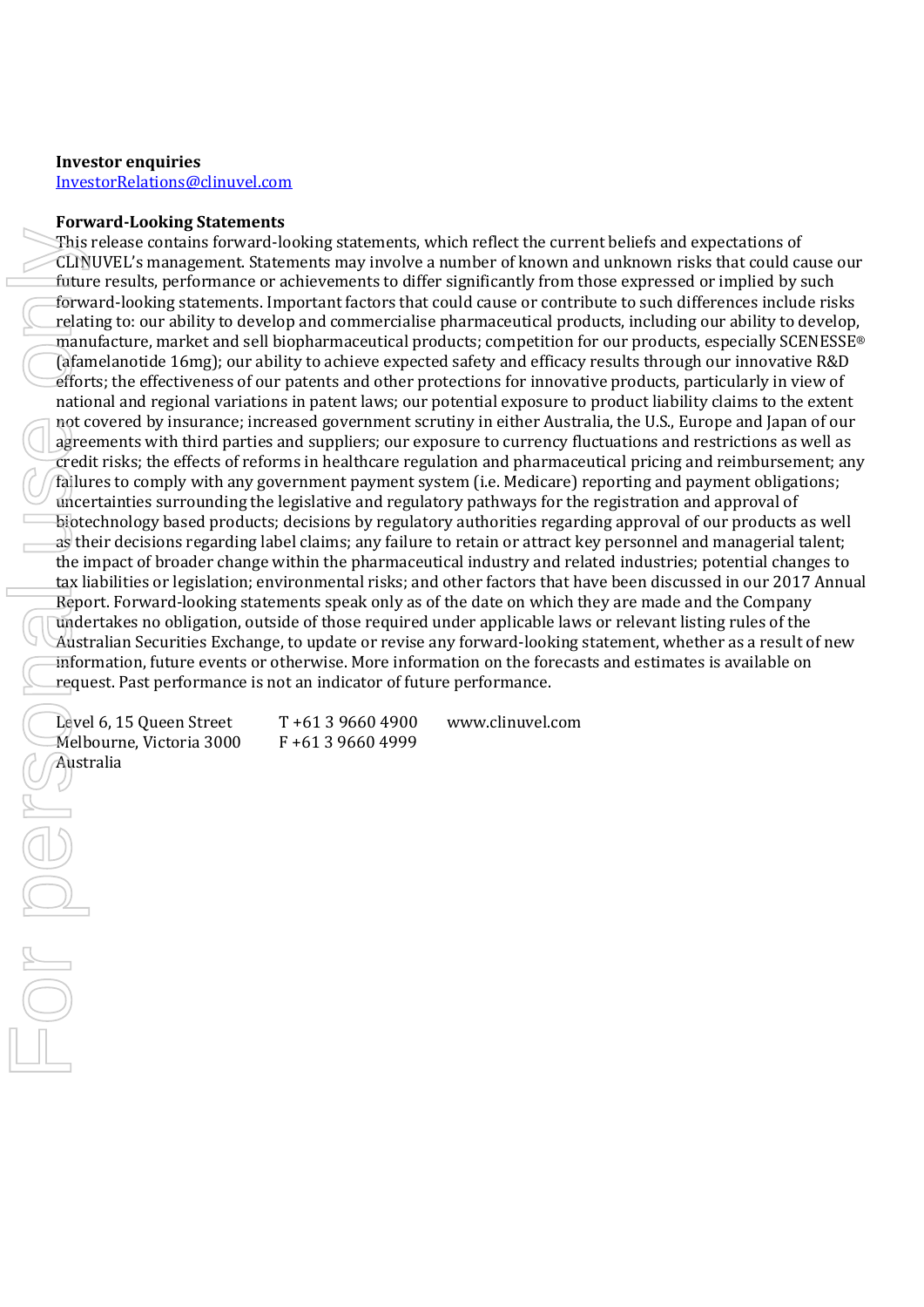**Investor enquiries**
InvestorRelations@clinuvel.com

**Forward-Looking Statements**
This release contains forward-looking statements, which reflect the current beliefs and expectations of CLINUVEL's management. Statements may involve a number of known and unknown risks that could cause our future results, performance or achievements to differ significantly from those expressed or implied by such forward-looking statements. Important factors that could cause or contribute to such differences include risks relating to: our ability to develop and commercialise pharmaceutical products, including our ability to develop, manufacture, market and sell biopharmaceutical products; competition for our products, especially SCENESSE® (afamelanotide 16mg); our ability to achieve expected safety and efficacy results through our innovative R&D efforts; the effectiveness of our patents and other protections for innovative products, particularly in view of national and regional variations in patent laws; our potential exposure to product liability claims to the extent not covered by insurance; increased government scrutiny in either Australia, the U.S., Europe and Japan of our agreements with third parties and suppliers; our exposure to currency fluctuations and restrictions as well as credit risks; the effects of reforms in healthcare regulation and pharmaceutical pricing and reimbursement; any failures to comply with any government payment system (i.e. Medicare) reporting and payment obligations; uncertainties surrounding the legislative and regulatory pathways for the registration and approval of biotechnology based products; decisions by regulatory authorities regarding approval of our products as well as their decisions regarding label claims; any failure to retain or attract key personnel and managerial talent; the impact of broader change within the pharmaceutical industry and related industries; potential changes to tax liabilities or legislation; environmental risks; and other factors that have been discussed in our 2017 Annual Report. Forward-looking statements speak only as of the date on which they are made and the Company undertakes no obligation, outside of those required under applicable laws or relevant listing rules of the Australian Securities Exchange, to update or revise any forward-looking statement, whether as a result of new information, future events or otherwise. More information on the forecasts and estimates is available on request. Past performance is not an indicator of future performance.

Level 6, 15 Queen Street
Melbourne, Victoria 3000
Australia

T +61 3 9660 4900
F +61 3 9660 4999

www.clinuvel.com